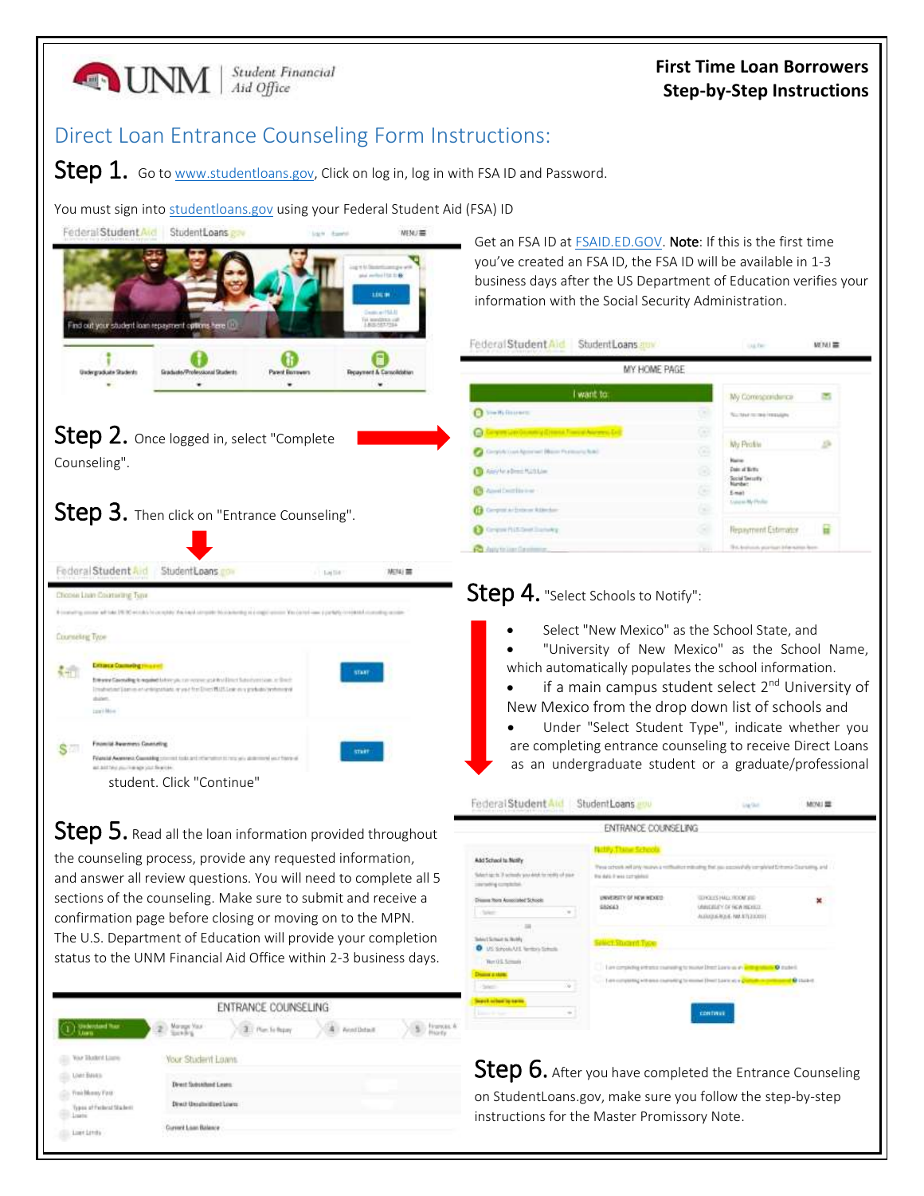UNM | Student Financial Aid Office

**First Time Loan Borrowers**
**Step-by-Step Instructions**

## Direct Loan Entrance Counseling Form Instructions:

**Step 1.** Go to www.studentloans.gov, Click on log in, log in with FSA ID and Password.

You must sign into studentloans.gov using your Federal Student Aid (FSA) ID

Get an FSA ID at FSAID.ED.GOV. **Note**: If this is the first time you've created an FSA ID, the FSA ID will be available in 1-3 business days after the US Department of Education verifies your information with the Social Security Administration.

**Step 2.** Once logged in, select "Complete Counseling".

**Step 3.** Then click on "Entrance Counseling".

**Step 4.** "Select Schools to Notify":

- Select "New Mexico" as the School State, and
- "University of New Mexico" as the School Name, which automatically populates the school information.
- if a main campus student select 2nd University of New Mexico from the drop down list of schools and
- Under "Select Student Type", indicate whether you are completing entrance counseling to receive Direct Loans as an undergraduate student or a graduate/professional student. Click "Continue"

**Step 5.** Read all the loan information provided throughout the counseling process, provide any requested information, and answer all review questions. You will need to complete all 5 sections of the counseling. Make sure to submit and receive a confirmation page before closing or moving on to the MPN. The U.S. Department of Education will provide your completion status to the UNM Financial Aid Office within 2-3 business days.

**Step 6.** After you have completed the Entrance Counseling on StudentLoans.gov, make sure you follow the step-by-step instructions for the Master Promissory Note.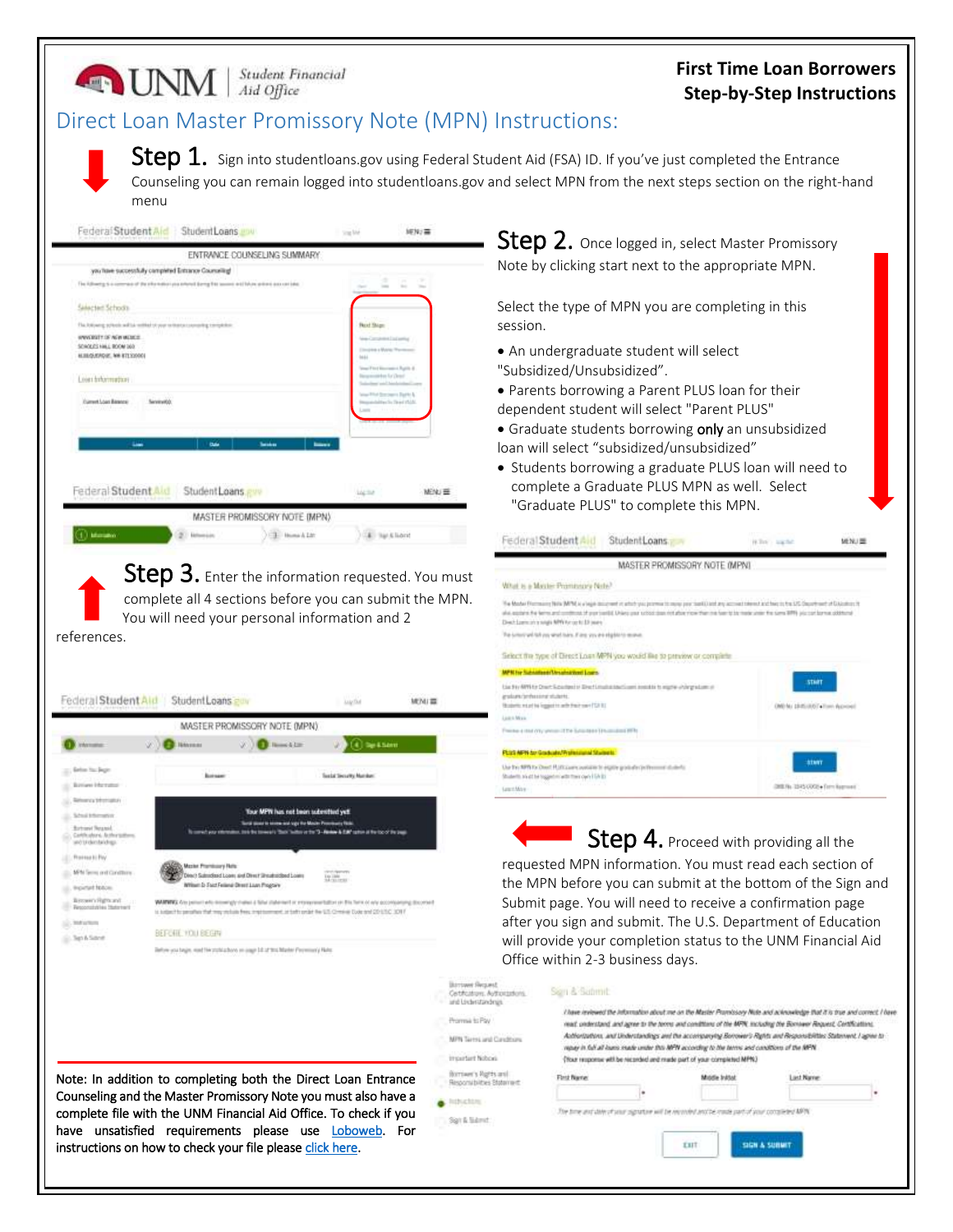**First Time Loan Borrowers**
**Step-by-Step Instructions**

## Direct Loan Master Promissory Note (MPN) Instructions:

**Step 1.** Sign into studentloans.gov using Federal Student Aid (FSA) ID. If you've just completed the Entrance Counseling you can remain logged into studentloans.gov and select MPN from the next steps section on the right-hand menu

**Step 2.** Once logged in, select Master Promissory Note by clicking start next to the appropriate MPN.

Select the type of MPN you are completing in this session.

- An undergraduate student will select "Subsidized/Unsubsidized".
- Parents borrowing a Parent PLUS loan for their dependent student will select "Parent PLUS"
- Graduate students borrowing **only** an unsubsidized loan will select "subsidized/unsubsidized"
- Students borrowing a graduate PLUS loan will need to complete a Graduate PLUS MPN as well. Select "Graduate PLUS" to complete this MPN.

**Step 3.** Enter the information requested. You must complete all 4 sections before you can submit the MPN. You will need your personal information and 2 references.

**Step 4.** Proceed with providing all the requested MPN information. You must read each section of the MPN before you can submit at the bottom of the Sign and Submit page. You will need to receive a confirmation page after you sign and submit. The U.S. Department of Education will provide your completion status to the UNM Financial Aid Office within 2-3 business days.

Note: In addition to completing both the Direct Loan Entrance Counseling and the Master Promissory Note you must also have a complete file with the UNM Financial Aid Office. To check if you have unsatisfied requirements please use Loboweb. For instructions on how to check your file please click here.